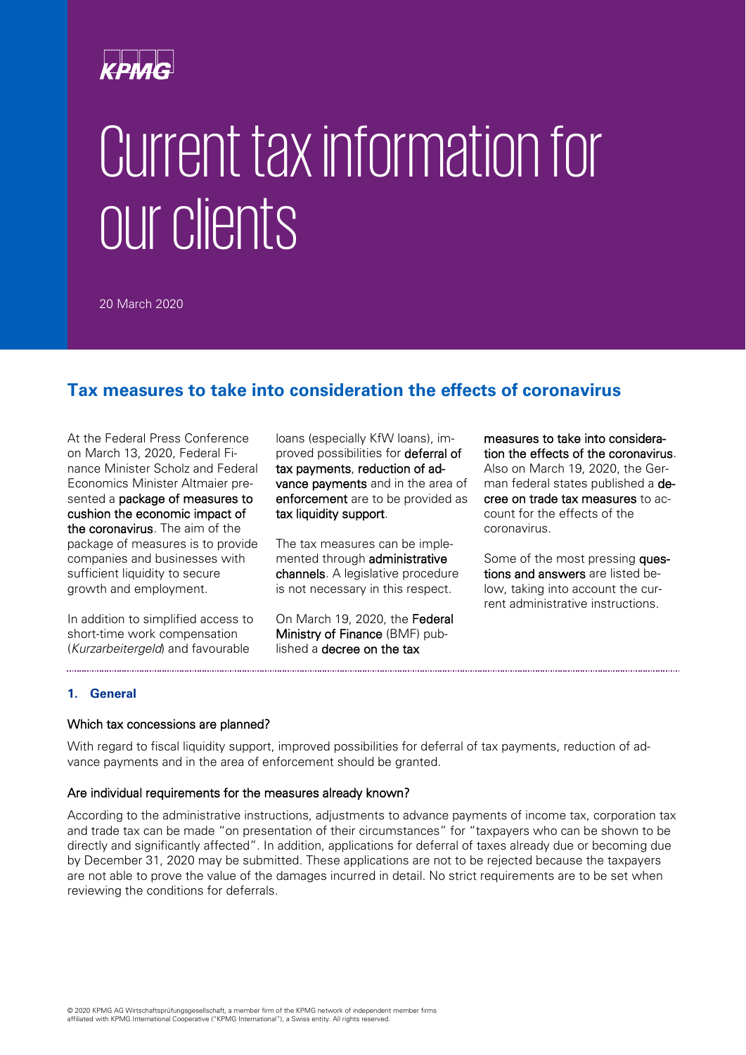KPMG

# Current tax information for our clients

20 March 2020

## Tax measures to take into consideration the effects of coronavirus

At the Federal Press Conference on March 13, 2020, Federal Finance Minister Scholz and Federal Economics Minister Altmaier presented a **package of measures to cushion the economic impact of the coronavirus**. The aim of the package of measures is to provide companies and businesses with sufficient liquidity to secure growth and employment.

In addition to simplified access to short-time work compensation (*Kurzarbeitergeld*) and favourable loans (especially KfW loans), improved possibilities for **deferral of tax payments**, **reduction of advance payments** and in the area of **enforcement** are to be provided as **tax liquidity support**.

The tax measures can be implemented through **administrative channels**. A legislative procedure is not necessary in this respect.

On March 19, 2020, the **Federal Ministry of Finance** (BMF) published a **decree on the tax measures to take into consideration the effects of the coronavirus**. Also on March 19, 2020, the German federal states published a **decree on trade tax measures** to account for the effects of the coronavirus.

Some of the most pressing **questions and answers** are listed below, taking into account the current administrative instructions.

### 1. General

#### Which tax concessions are planned?

With regard to fiscal liquidity support, improved possibilities for deferral of tax payments, reduction of advance payments and in the area of enforcement should be granted.

#### Are individual requirements for the measures already known?

According to the administrative instructions, adjustments to advance payments of income tax, corporation tax and trade tax can be made "on presentation of their circumstances" for "taxpayers who can be shown to be directly and significantly affected". In addition, applications for deferral of taxes already due or becoming due by December 31, 2020 may be submitted. These applications are not to be rejected because the taxpayers are not able to prove the value of the damages incurred in detail. No strict requirements are to be set when reviewing the conditions for deferrals.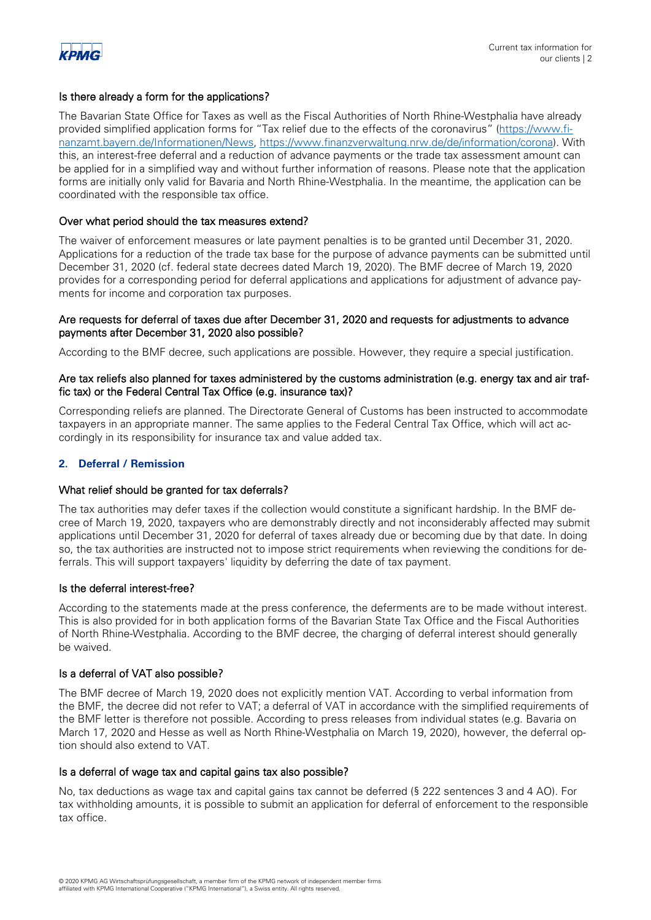### Is there already a form for the applications?

The Bavarian State Office for Taxes as well as the Fiscal Authorities of North Rhine-Westphalia have already provided simplified application forms for "Tax relief due to the effects of the coronavirus" (https://www.finanzamt.bayern.de/Informationen/News, https://www.finanzverwaltung.nrw.de/de/information/corona). With this, an interest-free deferral and a reduction of advance payments or the trade tax assessment amount can be applied for in a simplified way and without further information of reasons. Please note that the application forms are initially only valid for Bavaria and North Rhine-Westphalia. In the meantime, the application can be coordinated with the responsible tax office.

### Over what period should the tax measures extend?

The waiver of enforcement measures or late payment penalties is to be granted until December 31, 2020. Applications for a reduction of the trade tax base for the purpose of advance payments can be submitted until December 31, 2020 (cf. federal state decrees dated March 19, 2020). The BMF decree of March 19, 2020 provides for a corresponding period for deferral applications and applications for adjustment of advance payments for income and corporation tax purposes.

### Are requests for deferral of taxes due after December 31, 2020 and requests for adjustments to advance payments after December 31, 2020 also possible?

According to the BMF decree, such applications are possible. However, they require a special justification.

### Are tax reliefs also planned for taxes administered by the customs administration (e.g. energy tax and air traffic tax) or the Federal Central Tax Office (e.g. insurance tax)?

Corresponding reliefs are planned. The Directorate General of Customs has been instructed to accommodate taxpayers in an appropriate manner. The same applies to the Federal Central Tax Office, which will act accordingly in its responsibility for insurance tax and value added tax.

## 2. Deferral / Remission

### What relief should be granted for tax deferrals?

The tax authorities may defer taxes if the collection would constitute a significant hardship. In the BMF decree of March 19, 2020, taxpayers who are demonstrably directly and not inconsiderably affected may submit applications until December 31, 2020 for deferral of taxes already due or becoming due by that date. In doing so, the tax authorities are instructed not to impose strict requirements when reviewing the conditions for deferrals. This will support taxpayers' liquidity by deferring the date of tax payment.

### Is the deferral interest-free?

According to the statements made at the press conference, the deferments are to be made without interest. This is also provided for in both application forms of the Bavarian State Tax Office and the Fiscal Authorities of North Rhine-Westphalia. According to the BMF decree, the charging of deferral interest should generally be waived.

### Is a deferral of VAT also possible?

The BMF decree of March 19, 2020 does not explicitly mention VAT. According to verbal information from the BMF, the decree did not refer to VAT; a deferral of VAT in accordance with the simplified requirements of the BMF letter is therefore not possible. According to press releases from individual states (e.g. Bavaria on March 17, 2020 and Hesse as well as North Rhine-Westphalia on March 19, 2020), however, the deferral option should also extend to VAT.

### Is a deferral of wage tax and capital gains tax also possible?

No, tax deductions as wage tax and capital gains tax cannot be deferred (§ 222 sentences 3 and 4 AO). For tax withholding amounts, it is possible to submit an application for deferral of enforcement to the responsible tax office.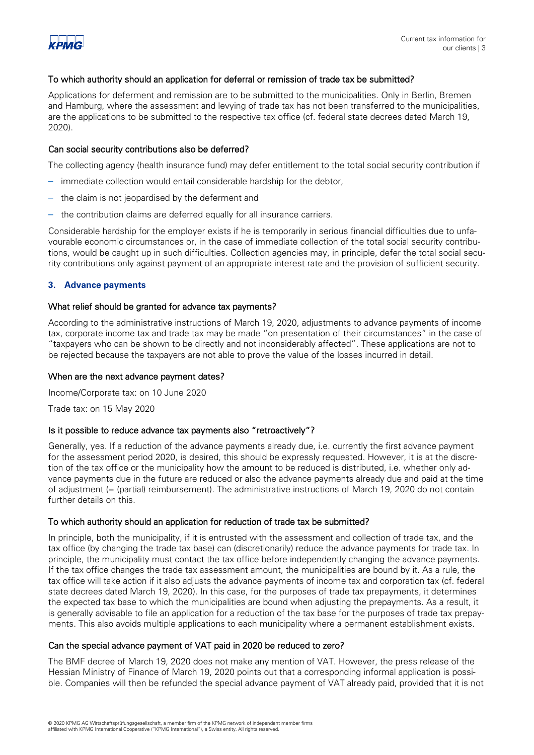#### To which authority should an application for deferral or remission of trade tax be submitted?

Applications for deferment and remission are to be submitted to the municipalities. Only in Berlin, Bremen and Hamburg, where the assessment and levying of trade tax has not been transferred to the municipalities, are the applications to be submitted to the respective tax office (cf. federal state decrees dated March 19, 2020).

#### Can social security contributions also be deferred?

The collecting agency (health insurance fund) may defer entitlement to the total social security contribution if

- immediate collection would entail considerable hardship for the debtor,
- the claim is not jeopardised by the deferment and
- the contribution claims are deferred equally for all insurance carriers.

Considerable hardship for the employer exists if he is temporarily in serious financial difficulties due to unfavourable economic circumstances or, in the case of immediate collection of the total social security contributions, would be caught up in such difficulties. Collection agencies may, in principle, defer the total social security contributions only against payment of an appropriate interest rate and the provision of sufficient security.

## 3. Advance payments

#### What relief should be granted for advance tax payments?

According to the administrative instructions of March 19, 2020, adjustments to advance payments of income tax, corporate income tax and trade tax may be made "on presentation of their circumstances" in the case of "taxpayers who can be shown to be directly and not inconsiderably affected". These applications are not to be rejected because the taxpayers are not able to prove the value of the losses incurred in detail.

#### When are the next advance payment dates?

Income/Corporate tax: on 10 June 2020

Trade tax: on 15 May 2020

#### Is it possible to reduce advance tax payments also "retroactively"?

Generally, yes. If a reduction of the advance payments already due, i.e. currently the first advance payment for the assessment period 2020, is desired, this should be expressly requested. However, it is at the discretion of the tax office or the municipality how the amount to be reduced is distributed, i.e. whether only advance payments due in the future are reduced or also the advance payments already due and paid at the time of adjustment (= (partial) reimbursement). The administrative instructions of March 19, 2020 do not contain further details on this.

#### To which authority should an application for reduction of trade tax be submitted?

In principle, both the municipality, if it is entrusted with the assessment and collection of trade tax, and the tax office (by changing the trade tax base) can (discretionarily) reduce the advance payments for trade tax. In principle, the municipality must contact the tax office before independently changing the advance payments. If the tax office changes the trade tax assessment amount, the municipalities are bound by it. As a rule, the tax office will take action if it also adjusts the advance payments of income tax and corporation tax (cf. federal state decrees dated March 19, 2020). In this case, for the purposes of trade tax prepayments, it determines the expected tax base to which the municipalities are bound when adjusting the prepayments. As a result, it is generally advisable to file an application for a reduction of the tax base for the purposes of trade tax prepayments. This also avoids multiple applications to each municipality where a permanent establishment exists.

#### Can the special advance payment of VAT paid in 2020 be reduced to zero?

The BMF decree of March 19, 2020 does not make any mention of VAT. However, the press release of the Hessian Ministry of Finance of March 19, 2020 points out that a corresponding informal application is possible. Companies will then be refunded the special advance payment of VAT already paid, provided that it is not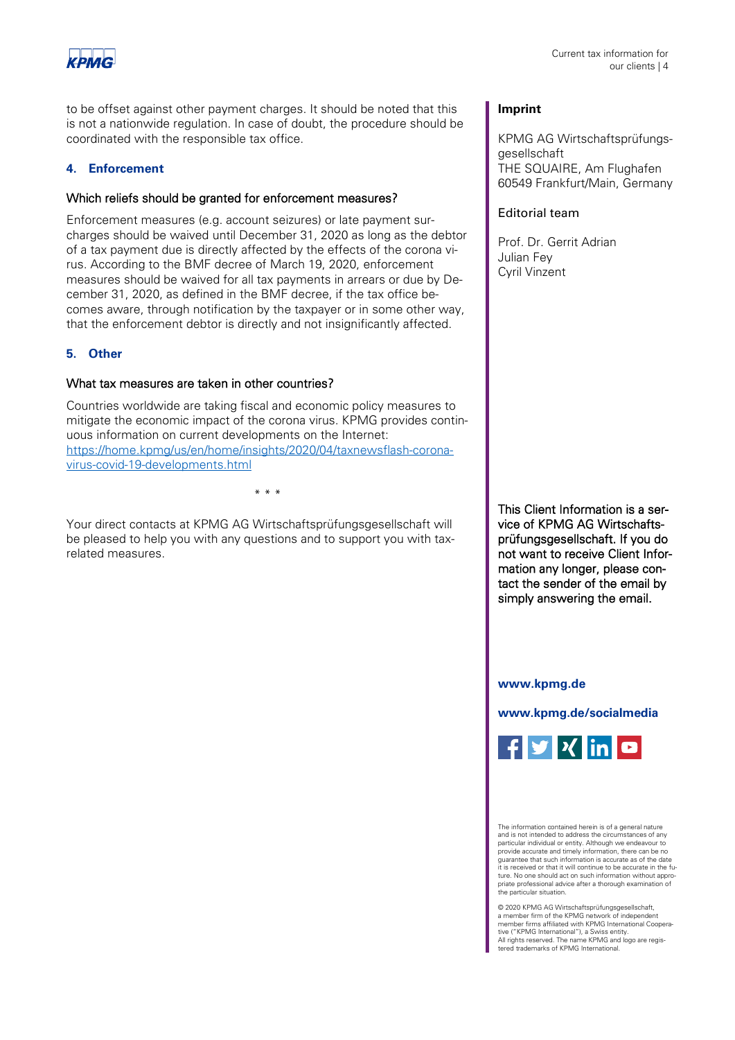to be offset against other payment charges. It should be noted that this is not a nationwide regulation. In case of doubt, the procedure should be coordinated with the responsible tax office.

## 4. Enforcement

### Which reliefs should be granted for enforcement measures?

Enforcement measures (e.g. account seizures) or late payment surcharges should be waived until December 31, 2020 as long as the debtor of a tax payment due is directly affected by the effects of the corona virus. According to the BMF decree of March 19, 2020, enforcement measures should be waived for all tax payments in arrears or due by December 31, 2020, as defined in the BMF decree, if the tax office becomes aware, through notification by the taxpayer or in some other way, that the enforcement debtor is directly and not insignificantly affected.

## 5. Other

### What tax measures are taken in other countries?

Countries worldwide are taking fiscal and economic policy measures to mitigate the economic impact of the corona virus. KPMG provides continuous information on current developments on the Internet:
[https://home.kpmg/us/en/home/insights/2020/04/taxnewsflash-corona-virus-covid-19-developments.html](https://home.kpmg/us/en/home/insights/2020/04/taxnewsflash-corona-virus-covid-19-developments.html)

\* \* \*

Your direct contacts at KPMG AG Wirtschaftsprüfungsgesellschaft will be pleased to help you with any questions and to support you with tax-related measures.

**Imprint**

KPMG AG Wirtschaftsprüfungsgesellschaft
THE SQUAIRE, Am Flughafen
60549 Frankfurt/Main, Germany

Editorial team

Prof. Dr. Gerrit Adrian
Julian Fey
Cyril Vinzent

This Client Information is a service of KPMG AG Wirtschaftsprüfungsgesellschaft. If you do not want to receive Client Information any longer, please contact the sender of the email by simply answering the email.

**www.kpmg.de**

**www.kpmg.de/socialmedia**

The information contained herein is of a general nature and is not intended to address the circumstances of any particular individual or entity. Although we endeavour to provide accurate and timely information, there can be no guarantee that such information is accurate as of the date it is received or that it will continue to be accurate in the future. No one should act on such information without appropriate professional advice after a thorough examination of the particular situation.

© 2020 KPMG AG Wirtschaftsprüfungsgesellschaft, a member firm of the KPMG network of independent member firms affiliated with KPMG International Cooperative ("KPMG International"), a Swiss entity. All rights reserved. The name KPMG and logo are registered trademarks of KPMG International.